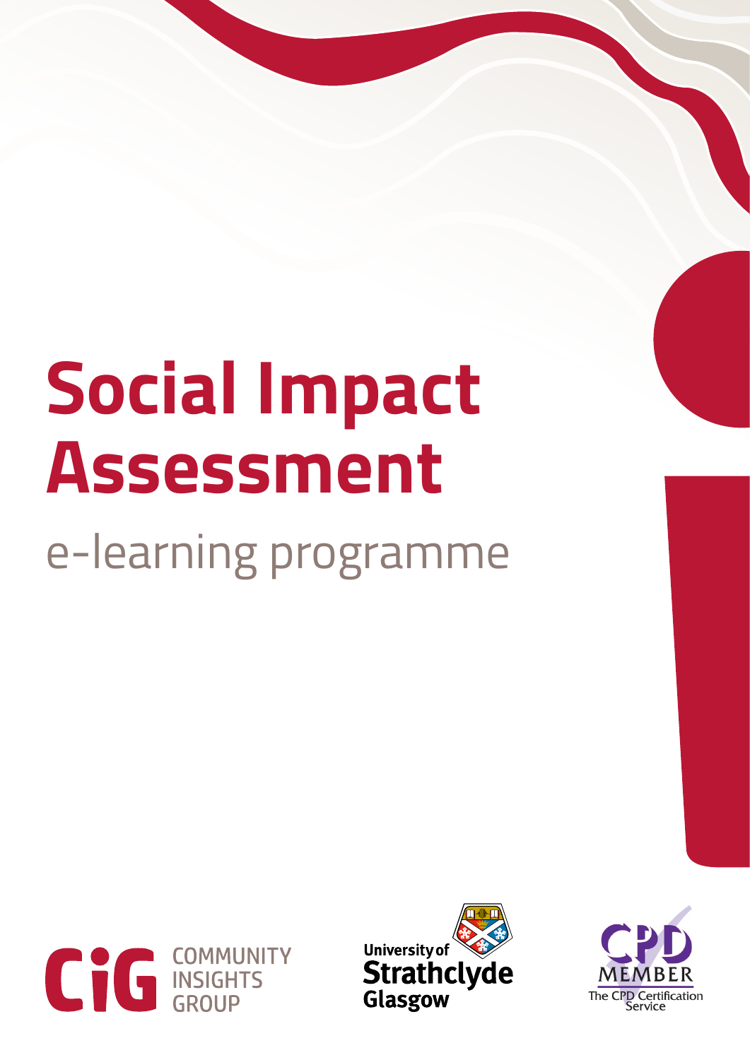# Social Impact Assessment

## e-learning programme

CiG COMMUNITY INSIGHTS GROUP

University of Strathclyde Glasgow

CPD MEMBER The CPD Certification Service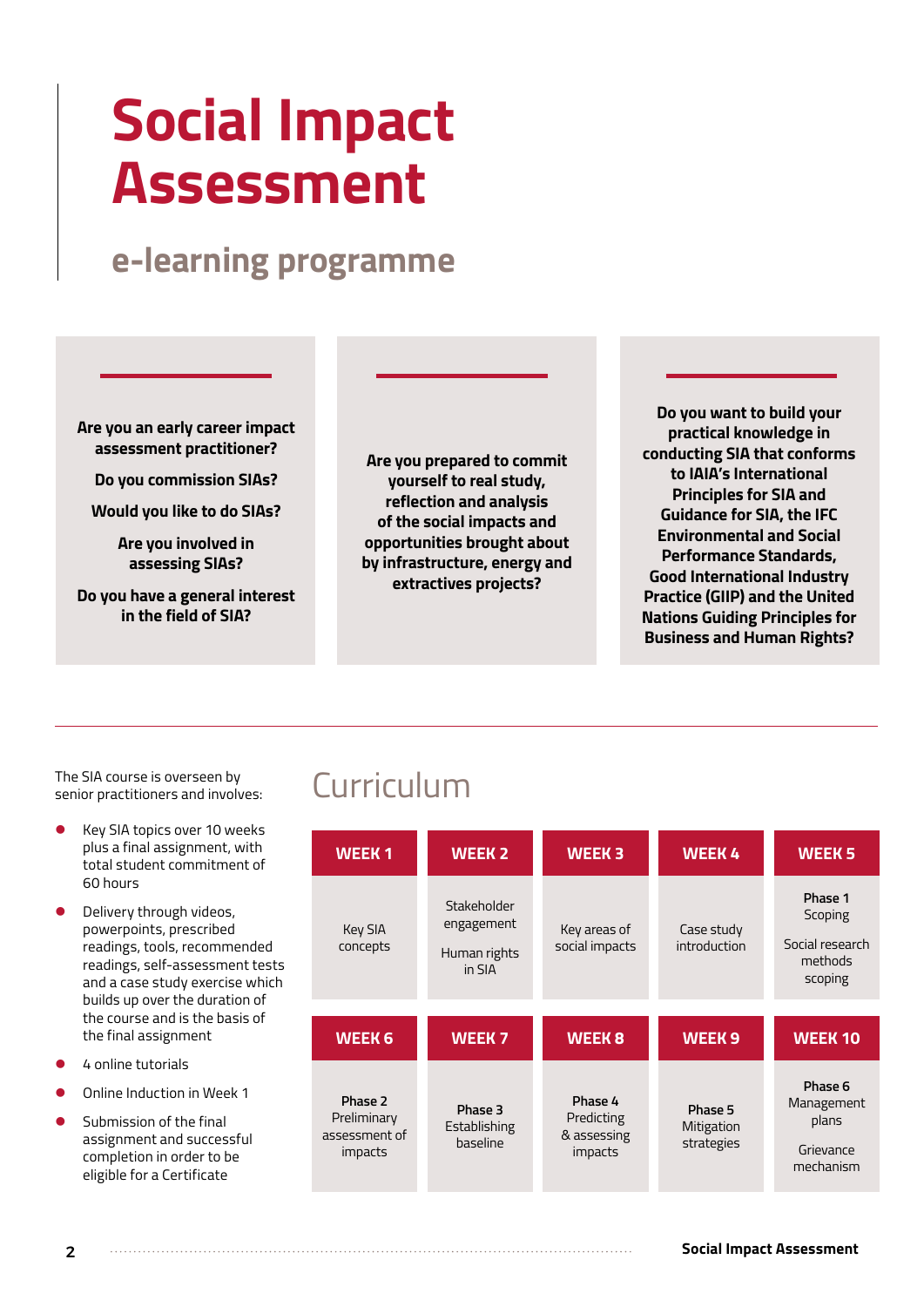# Social Impact Assessment

## e-learning programme

**Are you an early career impact assessment practitioner?**

**Do you commission SIAs?**

**Would you like to do SIAs?**

**Are you involved in assessing SIAs?**

**Do you have a general interest in the field of SIA?**

**Are you prepared to commit yourself to real study, reflection and analysis of the social impacts and opportunities brought about by infrastructure, energy and extractives projects?**

**Do you want to build your practical knowledge in conducting SIA that conforms to IAIA's International Principles for SIA and Guidance for SIA, the IFC Environmental and Social Performance Standards, Good International Industry Practice (GIIP) and the United Nations Guiding Principles for Business and Human Rights?**

The SIA course is overseen by senior practitioners and involves:

- Key SIA topics over 10 weeks plus a final assignment, with total student commitment of 60 hours
- Delivery through videos, powerpoints, prescribed readings, tools, recommended readings, self-assessment tests and a case study exercise which builds up over the duration of the course and is the basis of the final assignment
- 4 online tutorials
- Online Induction in Week 1
- Submission of the final assignment and successful completion in order to be eligible for a Certificate

## Curriculum

| WEEK 1 | WEEK 2 | WEEK 3 | WEEK 4 | WEEK 5 |
|---|---|---|---|---|
| Key SIA concepts | Stakeholder engagement<br><br>Human rights in SIA | Key areas of social impacts | Case study introduction | **Phase 1** Scoping<br><br>Social research methods scoping |

| WEEK 6 | WEEK 7 | WEEK 8 | WEEK 9 | WEEK 10 |
|---|---|---|---|---|
| **Phase 2** Preliminary assessment of impacts | **Phase 3** Establishing baseline | **Phase 4** Predicting & assessing impacts | **Phase 5** Mitigation strategies | **Phase 6** Management plans<br><br>Grievance mechanism |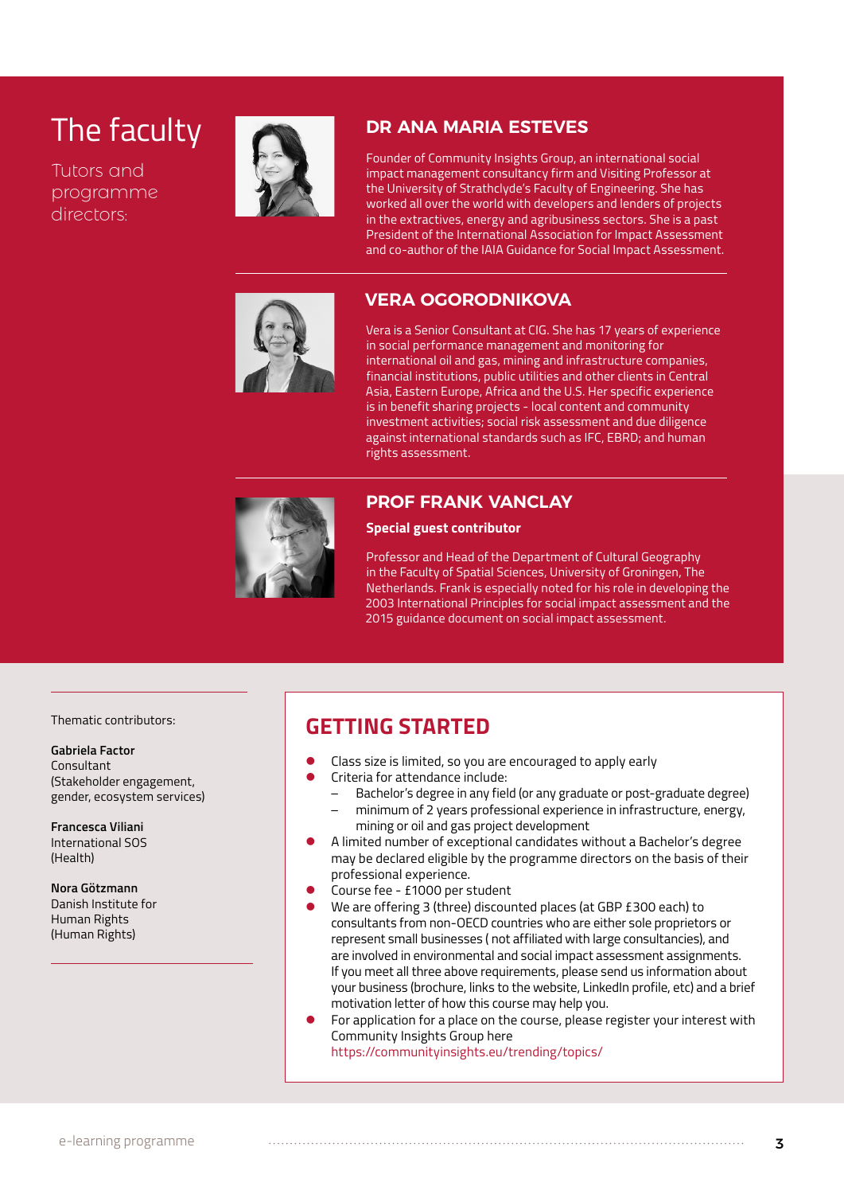# The faculty

Tutors and programme directors:

## DR ANA MARIA ESTEVES

Founder of Community Insights Group, an international social impact management consultancy firm and Visiting Professor at the University of Strathclyde's Faculty of Engineering. She has worked all over the world with developers and lenders of projects in the extractives, energy and agribusiness sectors. She is a past President of the International Association for Impact Assessment and co-author of the IAIA Guidance for Social Impact Assessment.

## VERA OGORODNIKOVA

Vera is a Senior Consultant at CIG. She has 17 years of experience in social performance management and monitoring for international oil and gas, mining and infrastructure companies, financial institutions, public utilities and other clients in Central Asia, Eastern Europe, Africa and the U.S. Her specific experience is in benefit sharing projects - local content and community investment activities; social risk assessment and due diligence against international standards such as IFC, EBRD; and human rights assessment.

## PROF FRANK VANCLAY

**Special guest contributor**

Professor and Head of the Department of Cultural Geography in the Faculty of Spatial Sciences, University of Groningen, The Netherlands. Frank is especially noted for his role in developing the 2003 International Principles for social impact assessment and the 2015 guidance document on social impact assessment.

Thematic contributors:

**Gabriela Factor**
Consultant
(Stakeholder engagement, gender, ecosystem services)

**Francesca Viliani**
International SOS
(Health)

**Nora Götzmann**
Danish Institute for Human Rights
(Human Rights)

## GETTING STARTED

- Class size is limited, so you are encouraged to apply early
- Criteria for attendance include:
  - Bachelor's degree in any field (or any graduate or post-graduate degree)
  - minimum of 2 years professional experience in infrastructure, energy, mining or oil and gas project development
- A limited number of exceptional candidates without a Bachelor's degree may be declared eligible by the programme directors on the basis of their professional experience.
- Course fee - £1000 per student
- We are offering 3 (three) discounted places (at GBP £300 each) to consultants from non-OECD countries who are either sole proprietors or represent small businesses ( not affiliated with large consultancies), and are involved in environmental and social impact assessment assignments. If you meet all three above requirements, please send us information about your business (brochure, links to the website, LinkedIn profile, etc) and a brief motivation letter of how this course may help you.
- For application for a place on the course, please register your interest with Community Insights Group here https://communityinsights.eu/trending/topics/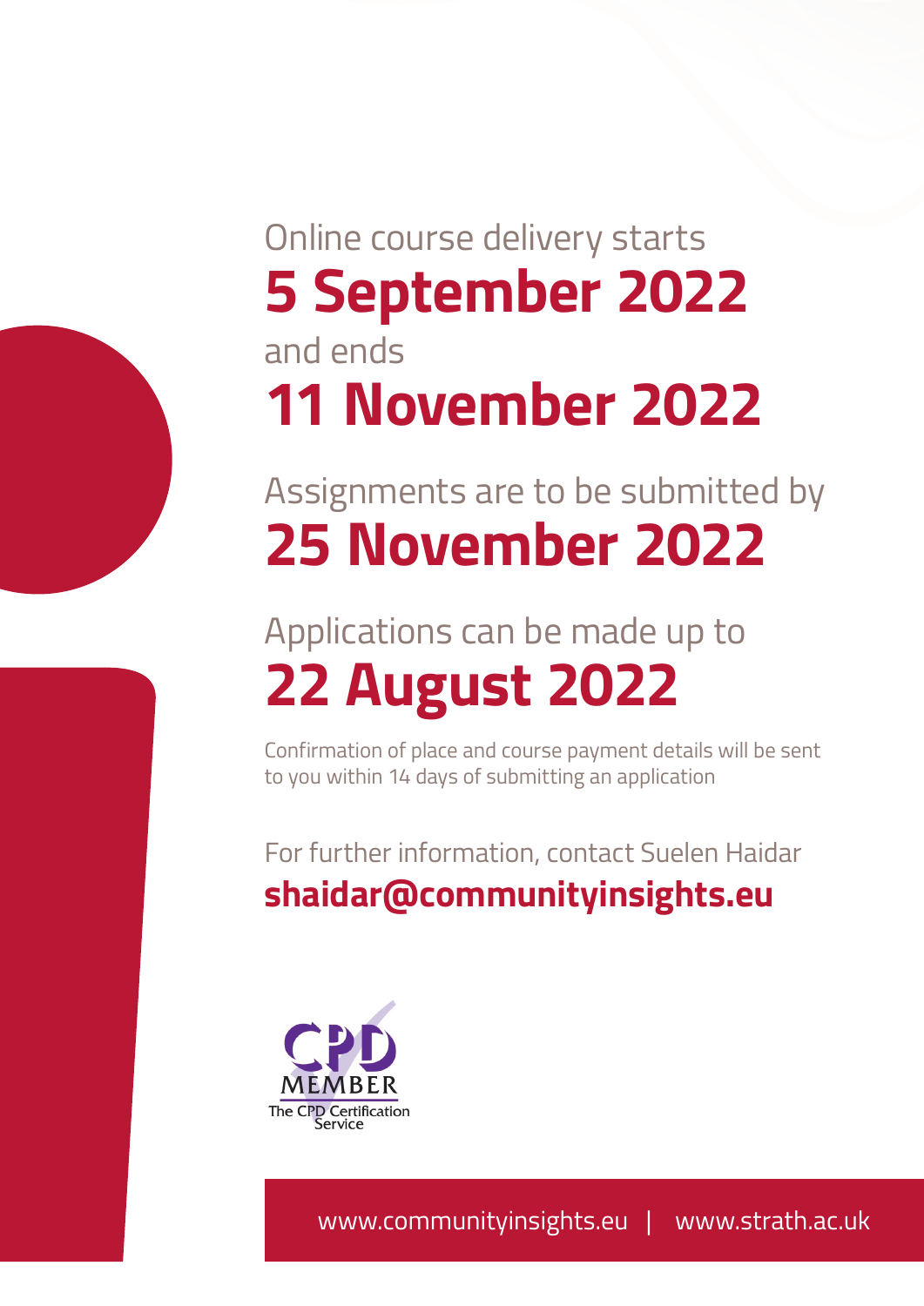Online course delivery starts

**5 September 2022**

and ends

**11 November 2022**

Assignments are to be submitted by

**25 November 2022**

Applications can be made up to

**22 August 2022**

Confirmation of place and course payment details will be sent to you within 14 days of submitting an application

For further information, contact Suelen Haidar

**shaidar@communityinsights.eu**

CPD MEMBER
The CPD Certification Service

www.communityinsights.eu | www.strath.ac.uk